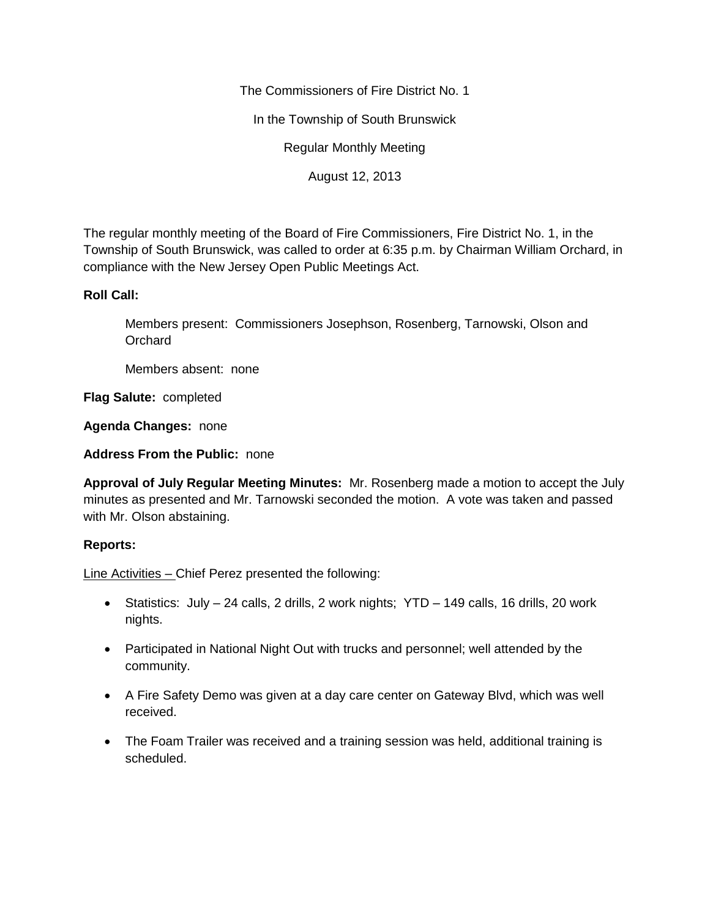The Commissioners of Fire District No. 1

In the Township of South Brunswick

Regular Monthly Meeting

August 12, 2013

The regular monthly meeting of the Board of Fire Commissioners, Fire District No. 1, in the Township of South Brunswick, was called to order at 6:35 p.m. by Chairman William Orchard, in compliance with the New Jersey Open Public Meetings Act.

**Roll Call:**

Members present: Commissioners Josephson, Rosenberg, Tarnowski, Olson and Orchard

Members absent: none

**Flag Salute:** completed

**Agenda Changes:** none

**Address From the Public:** none

**Approval of July Regular Meeting Minutes:** Mr. Rosenberg made a motion to accept the July minutes as presented and Mr. Tarnowski seconded the motion. A vote was taken and passed with Mr. Olson abstaining.

**Reports:**

Line Activities – Chief Perez presented the following:

- Statistics: July – 24 calls, 2 drills, 2 work nights; YTD – 149 calls, 16 drills, 20 work nights.
- Participated in National Night Out with trucks and personnel; well attended by the community.
- A Fire Safety Demo was given at a day care center on Gateway Blvd, which was well received.
- The Foam Trailer was received and a training session was held, additional training is scheduled.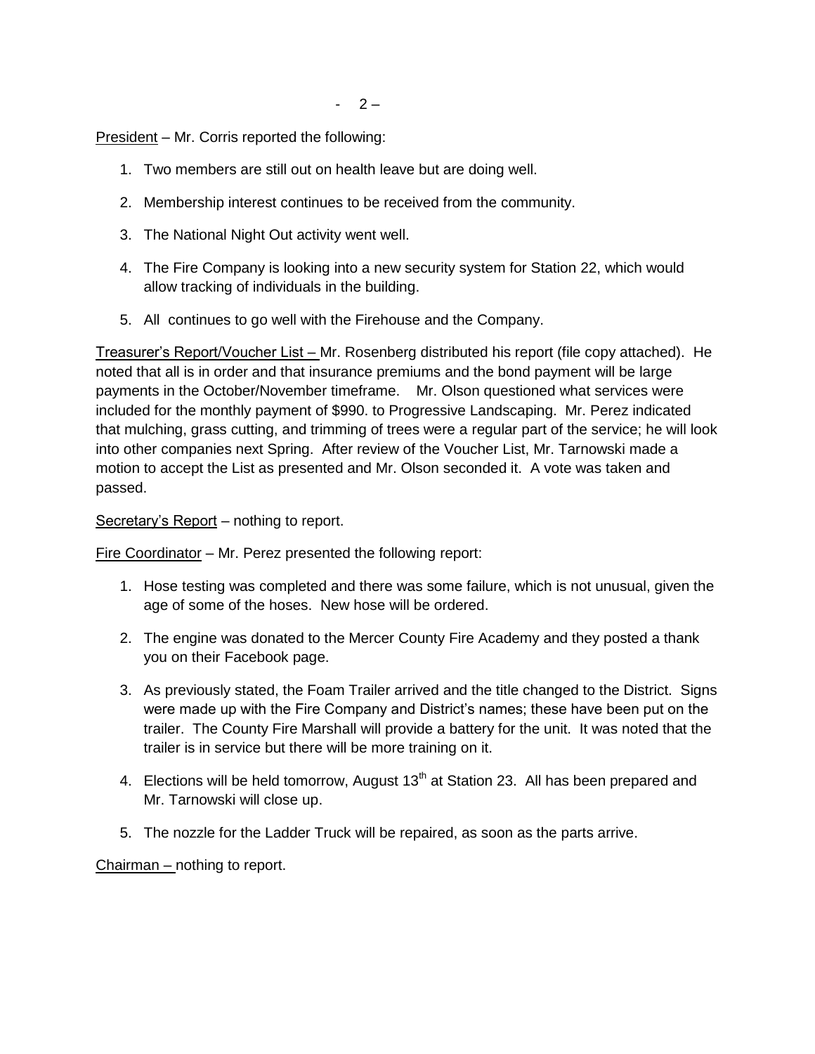President – Mr. Corris reported the following:

1. Two members are still out on health leave but are doing well.
2. Membership interest continues to be received from the community.
3. The National Night Out activity went well.
4. The Fire Company is looking into a new security system for Station 22, which would allow tracking of individuals in the building.
5. All continues to go well with the Firehouse and the Company.

Treasurer's Report/Voucher List – Mr. Rosenberg distributed his report (file copy attached). He noted that all is in order and that insurance premiums and the bond payment will be large payments in the October/November timeframe. Mr. Olson questioned what services were included for the monthly payment of $990. to Progressive Landscaping. Mr. Perez indicated that mulching, grass cutting, and trimming of trees were a regular part of the service; he will look into other companies next Spring. After review of the Voucher List, Mr. Tarnowski made a motion to accept the List as presented and Mr. Olson seconded it. A vote was taken and passed.

Secretary's Report – nothing to report.

Fire Coordinator – Mr. Perez presented the following report:

1. Hose testing was completed and there was some failure, which is not unusual, given the age of some of the hoses. New hose will be ordered.
2. The engine was donated to the Mercer County Fire Academy and they posted a thank you on their Facebook page.
3. As previously stated, the Foam Trailer arrived and the title changed to the District. Signs were made up with the Fire Company and District's names; these have been put on the trailer. The County Fire Marshall will provide a battery for the unit. It was noted that the trailer is in service but there will be more training on it.
4. Elections will be held tomorrow, August 13th at Station 23. All has been prepared and Mr. Tarnowski will close up.
5. The nozzle for the Ladder Truck will be repaired, as soon as the parts arrive.

Chairman – nothing to report.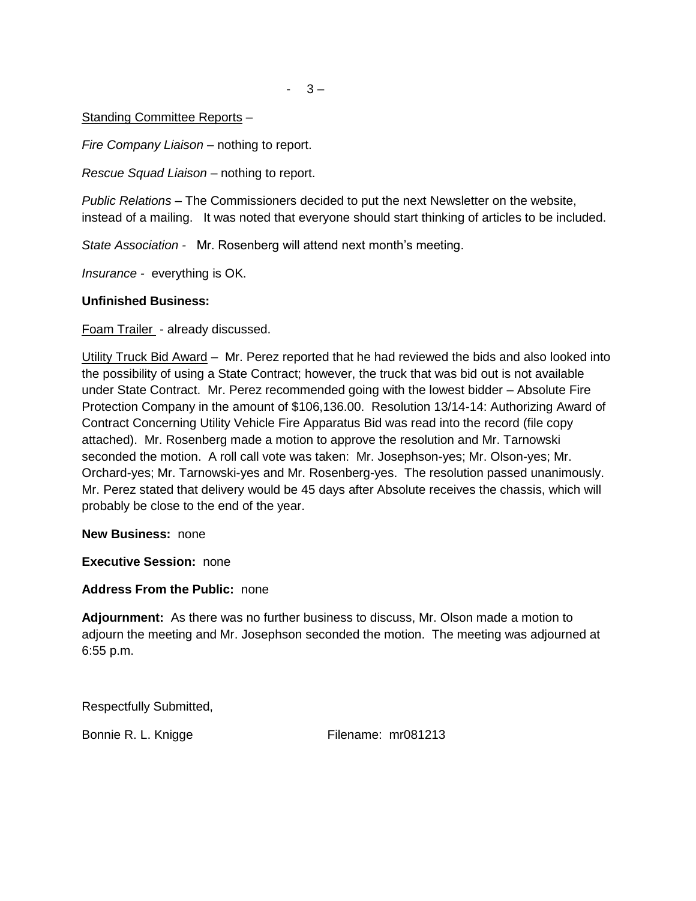Standing Committee Reports –

*Fire Company Liaison* – nothing to report.

*Rescue Squad Liaison* – nothing to report.

*Public Relations* – The Commissioners decided to put the next Newsletter on the website, instead of a mailing. It was noted that everyone should start thinking of articles to be included.

*State Association* - Mr. Rosenberg will attend next month's meeting.

*Insurance* - everything is OK.

**Unfinished Business:**

Foam Trailer - already discussed.

Utility Truck Bid Award – Mr. Perez reported that he had reviewed the bids and also looked into the possibility of using a State Contract; however, the truck that was bid out is not available under State Contract. Mr. Perez recommended going with the lowest bidder – Absolute Fire Protection Company in the amount of $106,136.00. Resolution 13/14-14: Authorizing Award of Contract Concerning Utility Vehicle Fire Apparatus Bid was read into the record (file copy attached). Mr. Rosenberg made a motion to approve the resolution and Mr. Tarnowski seconded the motion. A roll call vote was taken: Mr. Josephson-yes; Mr. Olson-yes; Mr. Orchard-yes; Mr. Tarnowski-yes and Mr. Rosenberg-yes. The resolution passed unanimously. Mr. Perez stated that delivery would be 45 days after Absolute receives the chassis, which will probably be close to the end of the year.

**New Business:** none

**Executive Session:** none

**Address From the Public:** none

**Adjournment:** As there was no further business to discuss, Mr. Olson made a motion to adjourn the meeting and Mr. Josephson seconded the motion. The meeting was adjourned at 6:55 p.m.

Respectfully Submitted,

Bonnie R. L. Knigge

Filename: mr081213